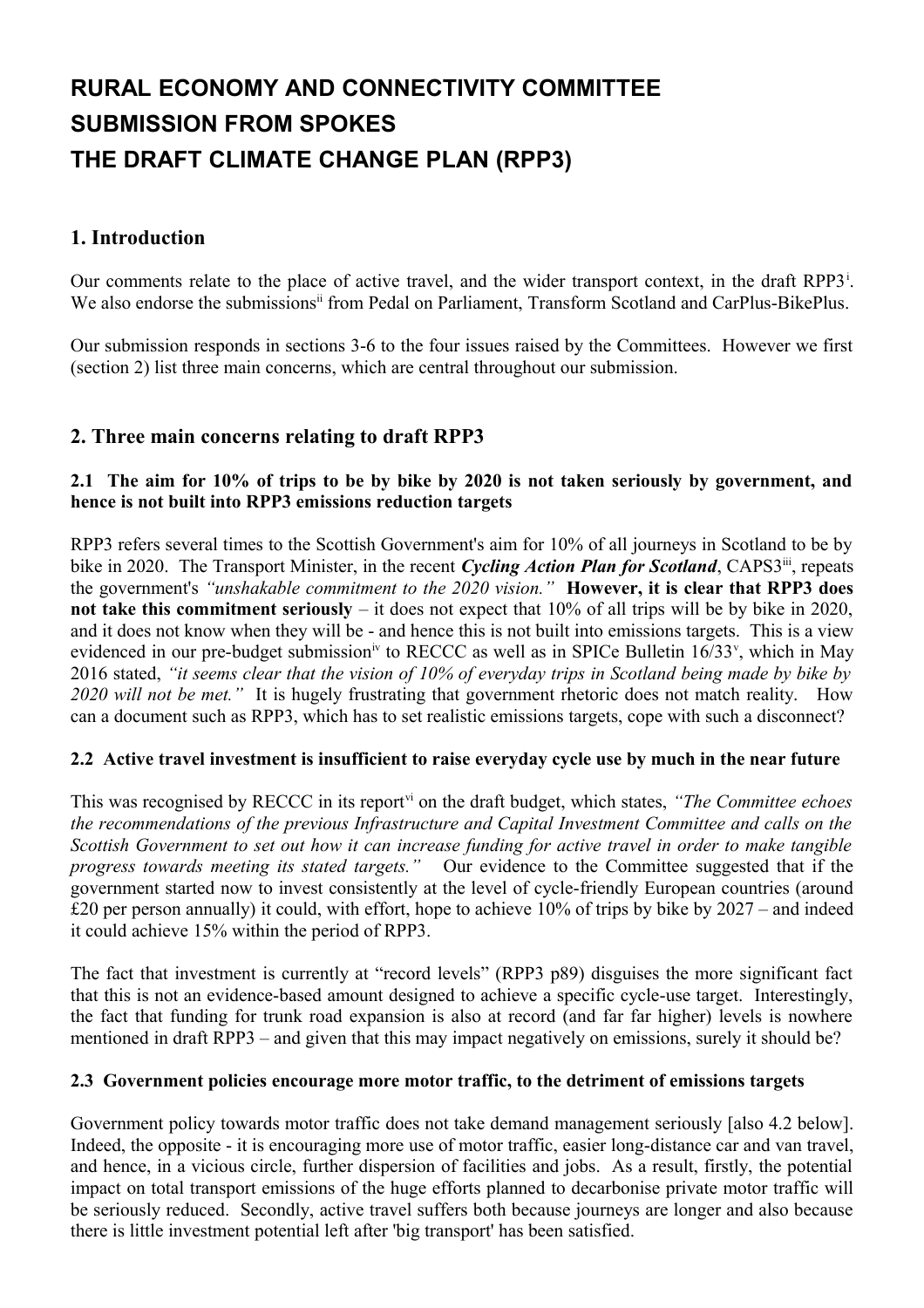# RURAL ECONOMY AND CONNECTIVITY COMMITTEE
# SUBMISSION FROM SPOKES
# THE DRAFT CLIMATE CHANGE PLAN (RPP3)

## 1. Introduction

Our comments relate to the place of active travel, and the wider transport context, in the draft RPP3[i]. We also endorse the submissions[ii] from Pedal on Parliament, Transform Scotland and CarPlus-BikePlus.

Our submission responds in sections 3-6 to the four issues raised by the Committees. However we first (section 2) list three main concerns, which are central throughout our submission.

## 2. Three main concerns relating to draft RPP3

### 2.1 The aim for 10% of trips to be by bike by 2020 is not taken seriously by government, and hence is not built into RPP3 emissions reduction targets

RPP3 refers several times to the Scottish Government's aim for 10% of all journeys in Scotland to be by bike in 2020. The Transport Minister, in the recent ***Cycling Action Plan for Scotland***, CAPS3[iii], repeats the government's *"unshakable commitment to the 2020 vision."* **However, it is clear that RPP3 does not take this commitment seriously** – it does not expect that 10% of all trips will be by bike in 2020, and it does not know when they will be - and hence this is not built into emissions targets. This is a view evidenced in our pre-budget submission[iv] to RECCC as well as in SPICe Bulletin 16/33[v], which in May 2016 stated, *"it seems clear that the vision of 10% of everyday trips in Scotland being made by bike by 2020 will not be met."* It is hugely frustrating that government rhetoric does not match reality. How can a document such as RPP3, which has to set realistic emissions targets, cope with such a disconnect?

### 2.2 Active travel investment is insufficient to raise everyday cycle use by much in the near future

This was recognised by RECCC in its report[vi] on the draft budget, which states, *"The Committee echoes the recommendations of the previous Infrastructure and Capital Investment Committee and calls on the Scottish Government to set out how it can increase funding for active travel in order to make tangible progress towards meeting its stated targets."* Our evidence to the Committee suggested that if the government started now to invest consistently at the level of cycle-friendly European countries (around £20 per person annually) it could, with effort, hope to achieve 10% of trips by bike by 2027 – and indeed it could achieve 15% within the period of RPP3.

The fact that investment is currently at "record levels" (RPP3 p89) disguises the more significant fact that this is not an evidence-based amount designed to achieve a specific cycle-use target. Interestingly, the fact that funding for trunk road expansion is also at record (and far far higher) levels is nowhere mentioned in draft RPP3 – and given that this may impact negatively on emissions, surely it should be?

### 2.3 Government policies encourage more motor traffic, to the detriment of emissions targets

Government policy towards motor traffic does not take demand management seriously [also 4.2 below]. Indeed, the opposite - it is encouraging more use of motor traffic, easier long-distance car and van travel, and hence, in a vicious circle, further dispersion of facilities and jobs. As a result, firstly, the potential impact on total transport emissions of the huge efforts planned to decarbonise private motor traffic will be seriously reduced. Secondly, active travel suffers both because journeys are longer and also because there is little investment potential left after 'big transport' has been satisfied.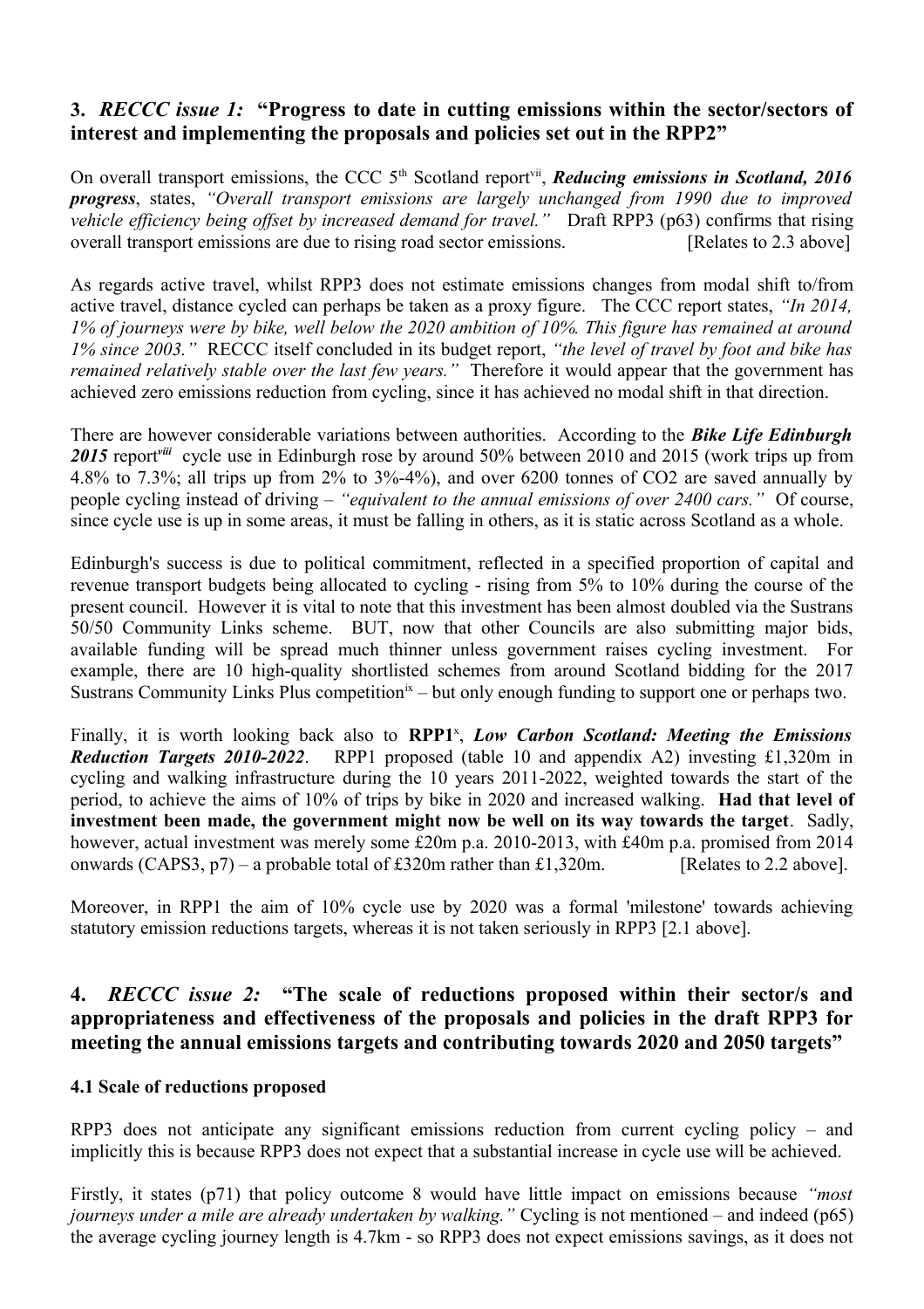## 3. *RECCC issue 1:* "Progress to date in cutting emissions within the sector/sectors of interest and implementing the proposals and policies set out in the RPP2"

On overall transport emissions, the CCC 5th Scotland report[vii], ***Reducing emissions in Scotland, 2016 progress***, states, *"Overall transport emissions are largely unchanged from 1990 due to improved vehicle efficiency being offset by increased demand for travel."* Draft RPP3 (p63) confirms that rising overall transport emissions are due to rising road sector emissions. [Relates to 2.3 above]

As regards active travel, whilst RPP3 does not estimate emissions changes from modal shift to/from active travel, distance cycled can perhaps be taken as a proxy figure. The CCC report states, *"In 2014, 1% of journeys were by bike, well below the 2020 ambition of 10%. This figure has remained at around 1% since 2003."* RECCC itself concluded in its budget report, *"the level of travel by foot and bike has remained relatively stable over the last few years."* Therefore it would appear that the government has achieved zero emissions reduction from cycling, since it has achieved no modal shift in that direction.

There are however considerable variations between authorities. According to the ***Bike Life Edinburgh 2015*** report[viii] cycle use in Edinburgh rose by around 50% between 2010 and 2015 (work trips up from 4.8% to 7.3%; all trips up from 2% to 3%-4%), and over 6200 tonnes of CO2 are saved annually by people cycling instead of driving – *"equivalent to the annual emissions of over 2400 cars."* Of course, since cycle use is up in some areas, it must be falling in others, as it is static across Scotland as a whole.

Edinburgh's success is due to political commitment, reflected in a specified proportion of capital and revenue transport budgets being allocated to cycling - rising from 5% to 10% during the course of the present council. However it is vital to note that this investment has been almost doubled via the Sustrans 50/50 Community Links scheme. BUT, now that other Councils are also submitting major bids, available funding will be spread much thinner unless government raises cycling investment. For example, there are 10 high-quality shortlisted schemes from around Scotland bidding for the 2017 Sustrans Community Links Plus competition[ix] – but only enough funding to support one or perhaps two.

Finally, it is worth looking back also to **RPP1**[x], ***Low Carbon Scotland: Meeting the Emissions Reduction Targets 2010-2022***. RPP1 proposed (table 10 and appendix A2) investing £1,320m in cycling and walking infrastructure during the 10 years 2011-2022, weighted towards the start of the period, to achieve the aims of 10% of trips by bike in 2020 and increased walking. **Had that level of investment been made, the government might now be well on its way towards the target**. Sadly, however, actual investment was merely some £20m p.a. 2010-2013, with £40m p.a. promised from 2014 onwards (CAPS3, p7) – a probable total of £320m rather than £1,320m. [Relates to 2.2 above].

Moreover, in RPP1 the aim of 10% cycle use by 2020 was a formal 'milestone' towards achieving statutory emission reductions targets, whereas it is not taken seriously in RPP3 [2.1 above].

## 4. *RECCC issue 2:* "The scale of reductions proposed within their sector/s and appropriateness and effectiveness of the proposals and policies in the draft RPP3 for meeting the annual emissions targets and contributing towards 2020 and 2050 targets"

### 4.1 Scale of reductions proposed

RPP3 does not anticipate any significant emissions reduction from current cycling policy – and implicitly this is because RPP3 does not expect that a substantial increase in cycle use will be achieved.

Firstly, it states (p71) that policy outcome 8 would have little impact on emissions because *"most journeys under a mile are already undertaken by walking."* Cycling is not mentioned – and indeed (p65) the average cycling journey length is 4.7km - so RPP3 does not expect emissions savings, as it does not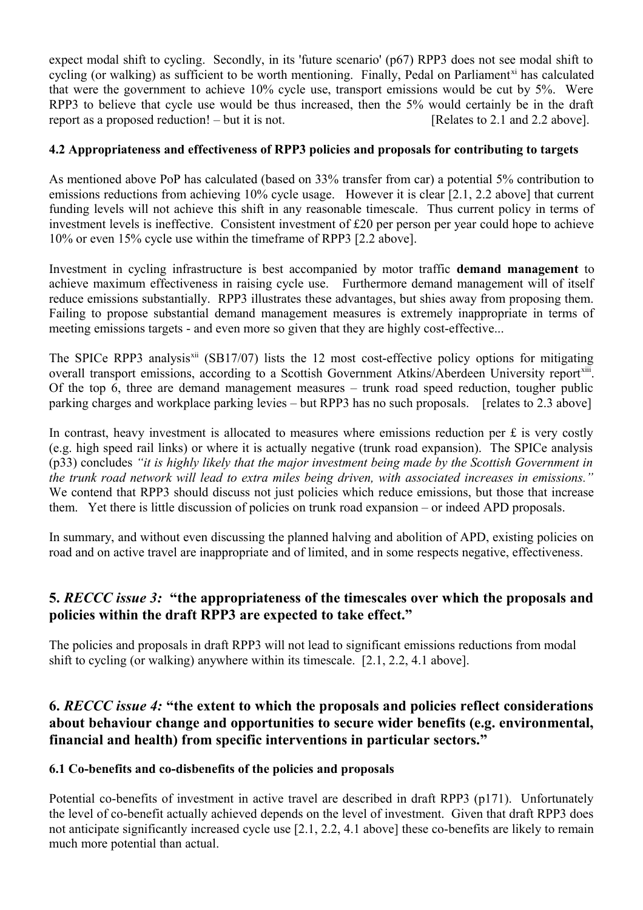expect modal shift to cycling. Secondly, in its 'future scenario' (p67) RPP3 does not see modal shift to cycling (or walking) as sufficient to be worth mentioning. Finally, Pedal on Parliament[xi] has calculated that were the government to achieve 10% cycle use, transport emissions would be cut by 5%. Were RPP3 to believe that cycle use would be thus increased, then the 5% would certainly be in the draft report as a proposed reduction! – but it is not. [Relates to 2.1 and 2.2 above].

#### 4.2 Appropriateness and effectiveness of RPP3 policies and proposals for contributing to targets

As mentioned above PoP has calculated (based on 33% transfer from car) a potential 5% contribution to emissions reductions from achieving 10% cycle usage. However it is clear [2.1, 2.2 above] that current funding levels will not achieve this shift in any reasonable timescale. Thus current policy in terms of investment levels is ineffective. Consistent investment of £20 per person per year could hope to achieve 10% or even 15% cycle use within the timeframe of RPP3 [2.2 above].

Investment in cycling infrastructure is best accompanied by motor traffic **demand management** to achieve maximum effectiveness in raising cycle use. Furthermore demand management will of itself reduce emissions substantially. RPP3 illustrates these advantages, but shies away from proposing them. Failing to propose substantial demand management measures is extremely inappropriate in terms of meeting emissions targets - and even more so given that they are highly cost-effective...

The SPICe RPP3 analysis[xii] (SB17/07) lists the 12 most cost-effective policy options for mitigating overall transport emissions, according to a Scottish Government Atkins/Aberdeen University report[xiii]. Of the top 6, three are demand management measures – trunk road speed reduction, tougher public parking charges and workplace parking levies – but RPP3 has no such proposals. [relates to 2.3 above]

In contrast, heavy investment is allocated to measures where emissions reduction per £ is very costly (e.g. high speed rail links) or where it is actually negative (trunk road expansion). The SPICe analysis (p33) concludes *"it is highly likely that the major investment being made by the Scottish Government in the trunk road network will lead to extra miles being driven, with associated increases in emissions."* We contend that RPP3 should discuss not just policies which reduce emissions, but those that increase them. Yet there is little discussion of policies on trunk road expansion – or indeed APD proposals.

In summary, and without even discussing the planned halving and abolition of APD, existing policies on road and on active travel are inappropriate and of limited, and in some respects negative, effectiveness.

## 5. *RECCC issue 3:* "the appropriateness of the timescales over which the proposals and policies within the draft RPP3 are expected to take effect."

The policies and proposals in draft RPP3 will not lead to significant emissions reductions from modal shift to cycling (or walking) anywhere within its timescale. [2.1, 2.2, 4.1 above].

## 6. *RECCC issue 4:* "the extent to which the proposals and policies reflect considerations about behaviour change and opportunities to secure wider benefits (e.g. environmental, financial and health) from specific interventions in particular sectors."

#### 6.1 Co-benefits and co-disbenefits of the policies and proposals

Potential co-benefits of investment in active travel are described in draft RPP3 (p171). Unfortunately the level of co-benefit actually achieved depends on the level of investment. Given that draft RPP3 does not anticipate significantly increased cycle use [2.1, 2.2, 4.1 above] these co-benefits are likely to remain much more potential than actual.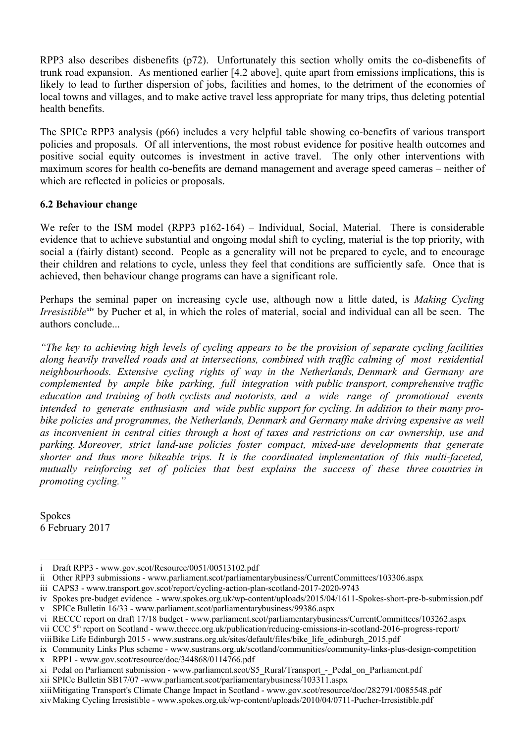RPP3 also describes disbenefits (p72). Unfortunately this section wholly omits the co-disbenefits of trunk road expansion. As mentioned earlier [4.2 above], quite apart from emissions implications, this is likely to lead to further dispersion of jobs, facilities and homes, to the detriment of the economies of local towns and villages, and to make active travel less appropriate for many trips, thus deleting potential health benefits.

The SPICe RPP3 analysis (p66) includes a very helpful table showing co-benefits of various transport policies and proposals. Of all interventions, the most robust evidence for positive health outcomes and positive social equity outcomes is investment in active travel. The only other interventions with maximum scores for health co-benefits are demand management and average speed cameras – neither of which are reflected in policies or proposals.

### 6.2 Behaviour change

We refer to the ISM model (RPP3 p162-164) – Individual, Social, Material. There is considerable evidence that to achieve substantial and ongoing modal shift to cycling, material is the top priority, with social a (fairly distant) second. People as a generality will not be prepared to cycle, and to encourage their children and relations to cycle, unless they feel that conditions are sufficiently safe. Once that is achieved, then behaviour change programs can have a significant role.

Perhaps the seminal paper on increasing cycle use, although now a little dated, is *Making Cycling Irresistible*[xiv] by Pucher et al, in which the roles of material, social and individual can all be seen. The authors conclude...

*"The key to achieving high levels of cycling appears to be the provision of separate cycling facilities along heavily travelled roads and at intersections, combined with traffic calming of most residential neighbourhoods. Extensive cycling rights of way in the Netherlands, Denmark and Germany are complemented by ample bike parking, full integration with public transport, comprehensive traffic education and training of both cyclists and motorists, and a wide range of promotional events intended to generate enthusiasm and wide public support for cycling. In addition to their many pro-bike policies and programmes, the Netherlands, Denmark and Germany make driving expensive as well as inconvenient in central cities through a host of taxes and restrictions on car ownership, use and parking. Moreover, strict land-use policies foster compact, mixed-use developments that generate shorter and thus more bikeable trips. It is the coordinated implementation of this multi-faceted, mutually reinforcing set of policies that best explains the success of these three countries in promoting cycling."*

Spokes
6 February 2017

---

i Draft RPP3 - www.gov.scot/Resource/0051/00513102.pdf
ii Other RPP3 submissions - www.parliament.scot/parliamentarybusiness/CurrentCommittees/103306.aspx
iii CAPS3 - www.transport.gov.scot/report/cycling-action-plan-scotland-2017-2020-9743
iv Spokes pre-budget evidence - www.spokes.org.uk/wp-content/uploads/2015/04/1611-Spokes-short-pre-b-submission.pdf
v SPICe Bulletin 16/33 - www.parliament.scot/parliamentarybusiness/99386.aspx
vi RECCC report on draft 17/18 budget - www.parliament.scot/parliamentarybusiness/CurrentCommittees/103262.aspx
vii CCC 5th report on Scotland - www.theccc.org.uk/publication/reducing-emissions-in-scotland-2016-progress-report/
viii Bike Life Edinburgh 2015 - www.sustrans.org.uk/sites/default/files/bike_life_edinburgh_2015.pdf
ix Community Links Plus scheme - www.sustrans.org.uk/scotland/communities/community-links-plus-design-competition
x RPP1 - www.gov.scot/resource/doc/344868/0114766.pdf
xi Pedal on Parliament submission - www.parliament.scot/S5_Rural/Transport_-_Pedal_on_Parliament.pdf
xii SPICe Bulletin SB17/07 -www.parliament.scot/parliamentarybusiness/103311.aspx
xiii Mitigating Transport's Climate Change Impact in Scotland - www.gov.scot/resource/doc/282791/0085548.pdf
xiv Making Cycling Irresistible - www.spokes.org.uk/wp-content/uploads/2010/04/0711-Pucher-Irresistible.pdf